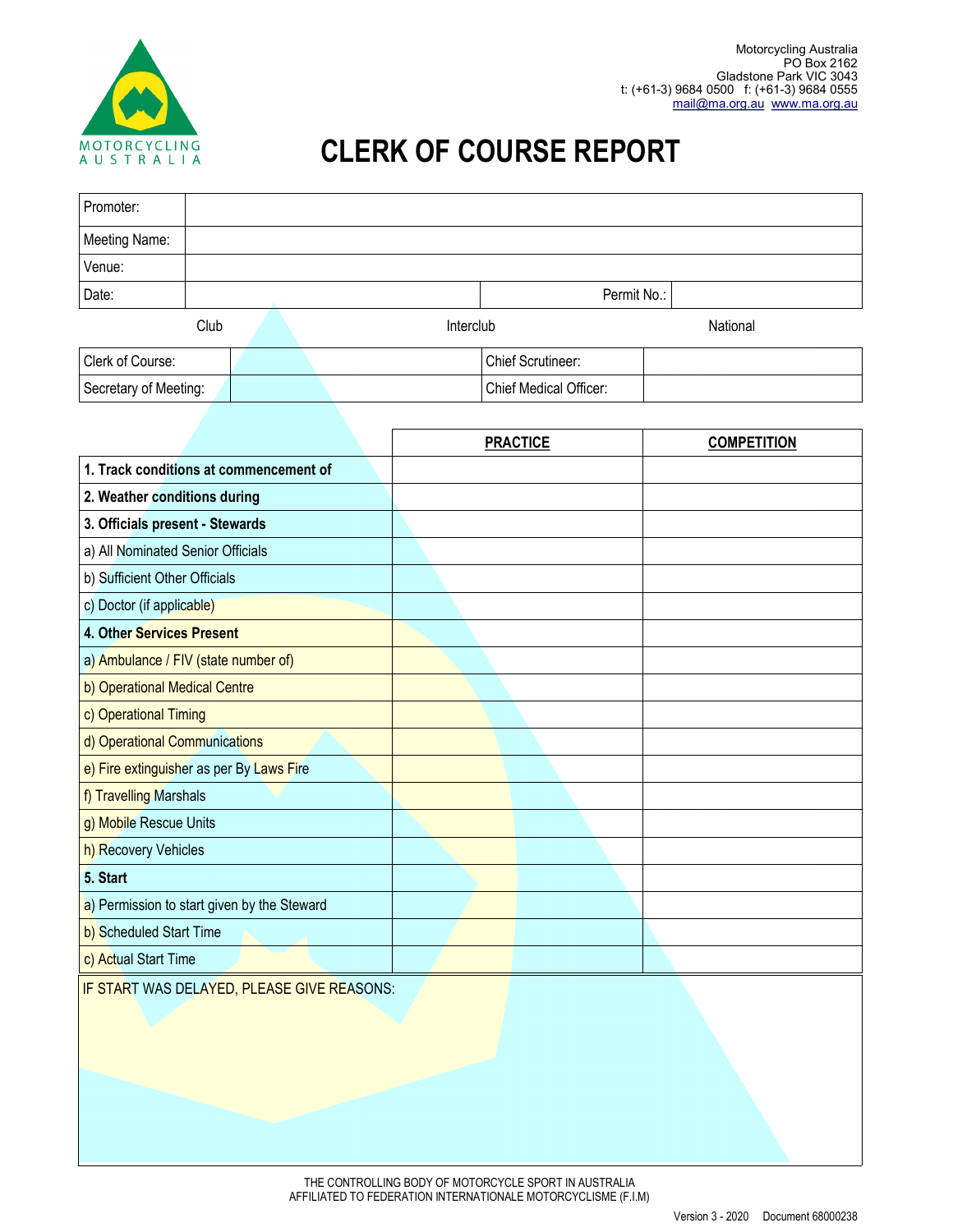Motorcycling Australia
PO Box 2162
Gladstone Park VIC 3043
t: (+61-3) 9684 0500 f: (+61-3) 9684 0555
mail@ma.org.au www.ma.org.au

# CLERK OF COURSE REPORT

| Promoter: | | | |
|---|---|---|---|
| Meeting Name: | | | |
| Venue: | | | |
| Date: | | Permit No.: | |

Club Interclub National

| Clerk of Course: | | Chief Scrutineer: | |
|---|---|---|---|
| Secretary of Meeting: | | Chief Medical Officer: | |

| | **PRACTICE** | **COMPETITION** |
|---|---|---|
| **1. Track conditions at commencement of** | | |
| **2. Weather conditions during** | | |
| **3. Officials present - Stewards** | | |
| a) All Nominated Senior Officials | | |
| b) Sufficient Other Officials | | |
| c) Doctor (if applicable) | | |
| **4. Other Services Present** | | |
| a) Ambulance / FIV (state number of) | | |
| b) Operational Medical Centre | | |
| c) Operational Timing | | |
| d) Operational Communications | | |
| e) Fire extinguisher as per By Laws Fire | | |
| f) Travelling Marshals | | |
| g) Mobile Rescue Units | | |
| h) Recovery Vehicles | | |
| **5. Start** | | |
| a) Permission to start given by the Steward | | |
| b) Scheduled Start Time | | |
| c) Actual Start Time | | |

IF START WAS DELAYED, PLEASE GIVE REASONS:

THE CONTROLLING BODY OF MOTORCYCLE SPORT IN AUSTRALIA
AFFILIATED TO FEDERATION INTERNATIONALE MOTORCYCLISME (F.I.M)

Version 3 - 2020 Document 68000238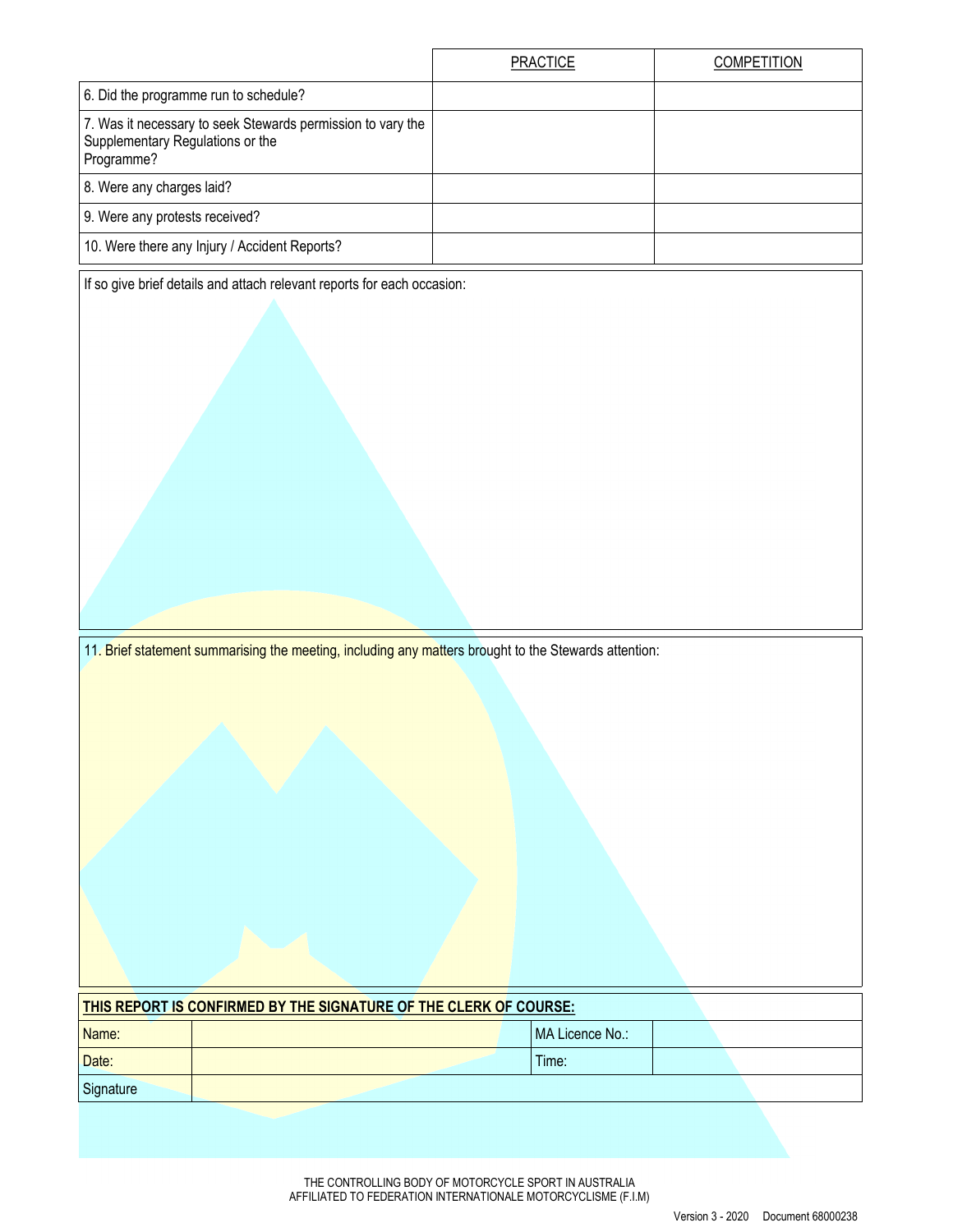| | PRACTICE | COMPETITION |
|---|---|---|
| 6. Did the programme run to schedule? | | |
| 7. Was it necessary to seek Stewards permission to vary the Supplementary Regulations or the Programme? | | |
| 8. Were any charges laid? | | |
| 9. Were any protests received? | | |
| 10. Were there any Injury / Accident Reports? | | |

If so give brief details and attach relevant reports for each occasion:

11. Brief statement summarising the meeting, including any matters brought to the Stewards attention:

| THIS REPORT IS CONFIRMED BY THE SIGNATURE OF THE CLERK OF COURSE: | | | |
|---|---|---|---|
| Name: | | MA Licence No.: | |
| Date: | | Time: | |
| Signature | | | |

THE CONTROLLING BODY OF MOTORCYCLE SPORT IN AUSTRALIA
AFFILIATED TO FEDERATION INTERNATIONALE MOTORCYCLISME (F.I.M)

Version 3 - 2020 Document 68000238